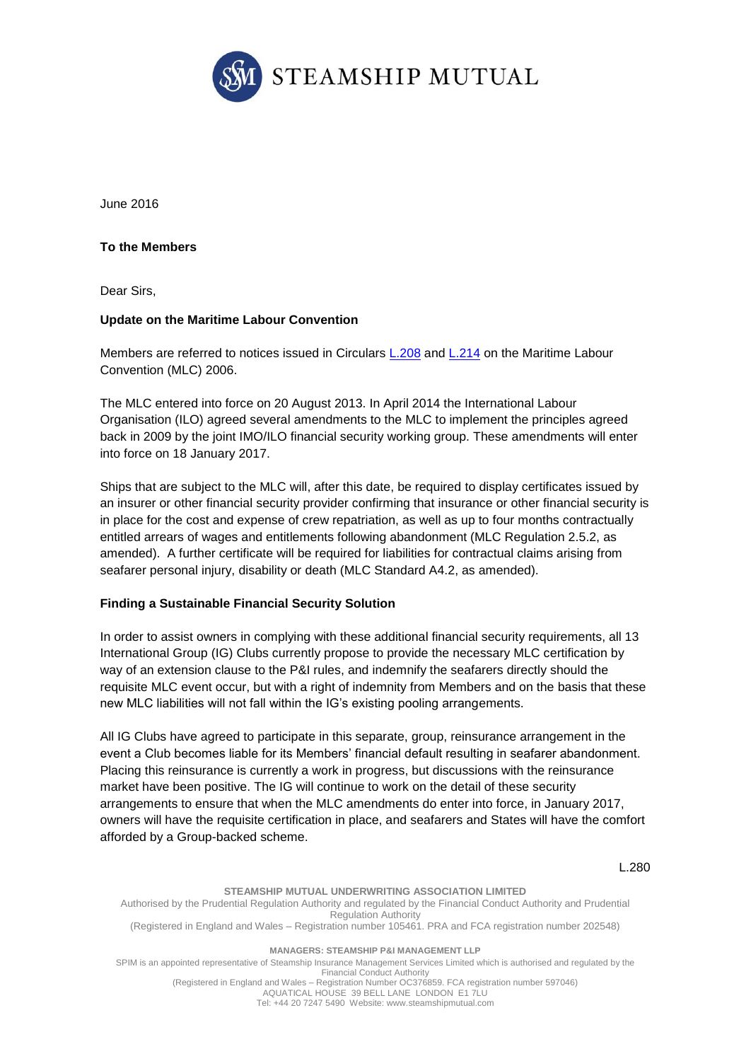June 2016

**To the Members**

Dear Sirs,

**Update on the Maritime Labour Convention**

Members are referred to notices issued in Circulars [L.208](#) and [L.214](#) on the Maritime Labour Convention (MLC) 2006.

The MLC entered into force on 20 August 2013. In April 2014 the International Labour Organisation (ILO) agreed several amendments to the MLC to implement the principles agreed back in 2009 by the joint IMO/ILO financial security working group. These amendments will enter into force on 18 January 2017.

Ships that are subject to the MLC will, after this date, be required to display certificates issued by an insurer or other financial security provider confirming that insurance or other financial security is in place for the cost and expense of crew repatriation, as well as up to four months contractually entitled arrears of wages and entitlements following abandonment (MLC Regulation 2.5.2, as amended). A further certificate will be required for liabilities for contractual claims arising from seafarer personal injury, disability or death (MLC Standard A4.2, as amended).

**Finding a Sustainable Financial Security Solution**

In order to assist owners in complying with these additional financial security requirements, all 13 International Group (IG) Clubs currently propose to provide the necessary MLC certification by way of an extension clause to the P&I rules, and indemnify the seafarers directly should the requisite MLC event occur, but with a right of indemnity from Members and on the basis that these new MLC liabilities will not fall within the IG's existing pooling arrangements.

All IG Clubs have agreed to participate in this separate, group, reinsurance arrangement in the event a Club becomes liable for its Members' financial default resulting in seafarer abandonment. Placing this reinsurance is currently a work in progress, but discussions with the reinsurance market have been positive. The IG will continue to work on the detail of these security arrangements to ensure that when the MLC amendments do enter into force, in January 2017, owners will have the requisite certification in place, and seafarers and States will have the comfort afforded by a Group-backed scheme.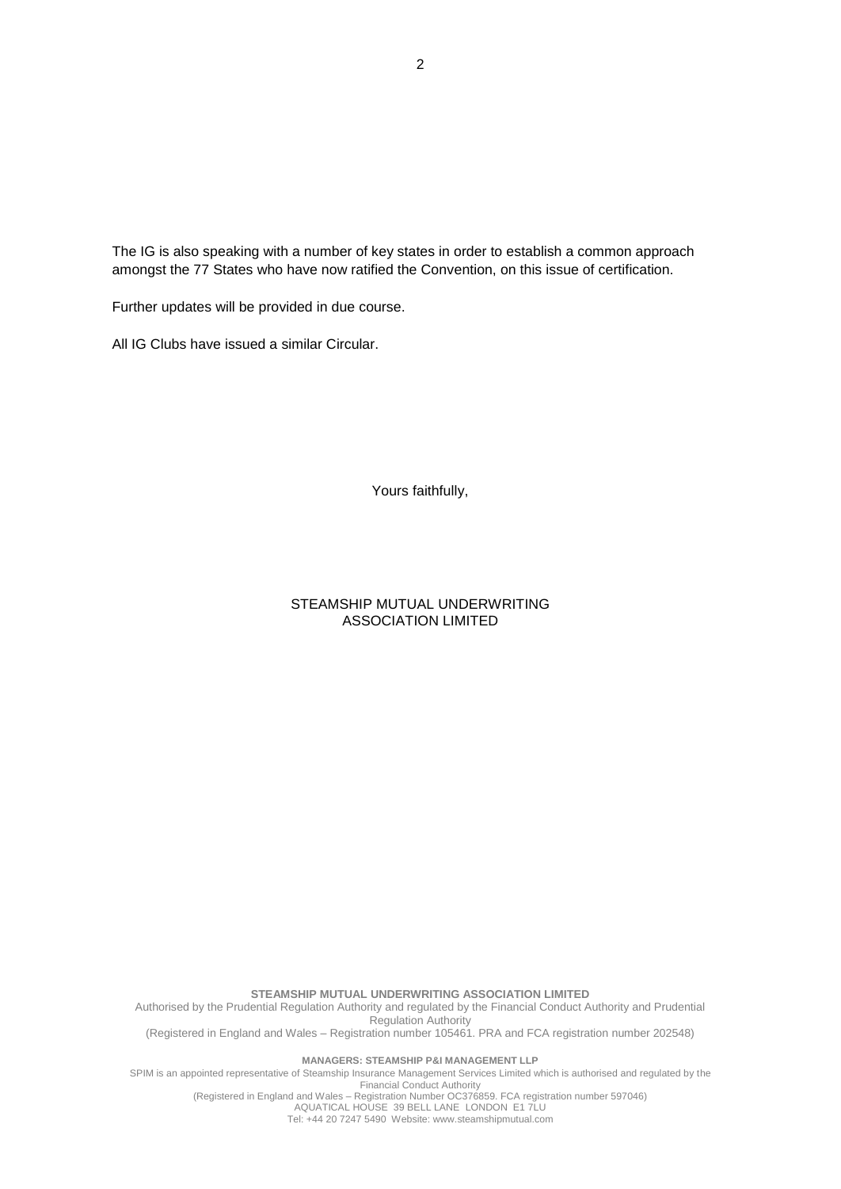The IG is also speaking with a number of key states in order to establish a common approach amongst the 77 States who have now ratified the Convention, on this issue of certification.

Further updates will be provided in due course.

All IG Clubs have issued a similar Circular.

Yours faithfully,

STEAMSHIP MUTUAL UNDERWRITING ASSOCIATION LIMITED

**STEAMSHIP MUTUAL UNDERWRITING ASSOCIATION LIMITED**
Authorised by the Prudential Regulation Authority and regulated by the Financial Conduct Authority and Prudential Regulation Authority
(Registered in England and Wales – Registration number 105461. PRA and FCA registration number 202548)

**MANAGERS: STEAMSHIP P&I MANAGEMENT LLP**
SPIM is an appointed representative of Steamship Insurance Management Services Limited which is authorised and regulated by the Financial Conduct Authority
(Registered in England and Wales – Registration Number OC376859. FCA registration number 597046)
AQUATICAL HOUSE 39 BELL LANE LONDON E1 7LU
Tel: +44 20 7247 5490 Website: www.steamshipmutual.com